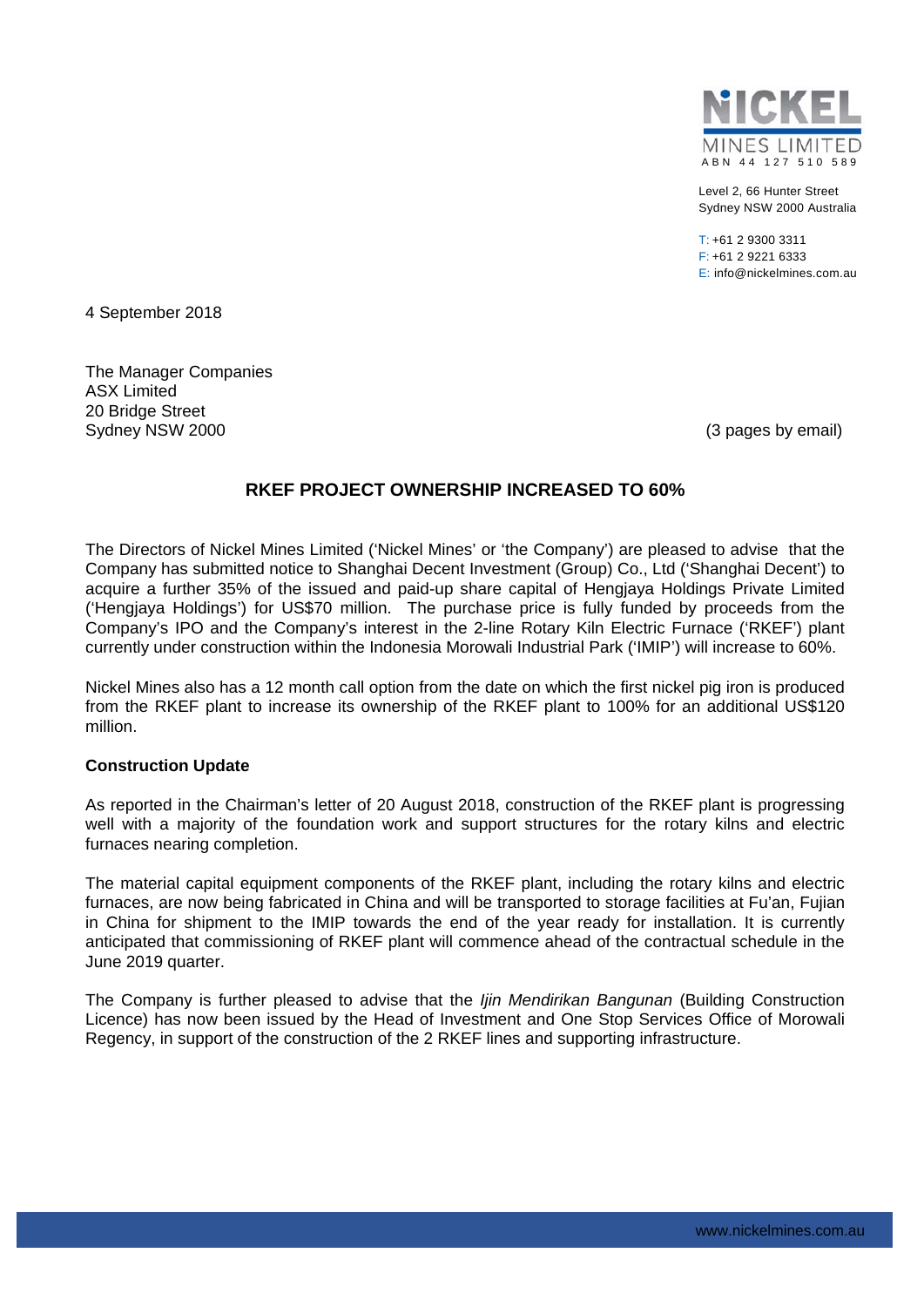**NICKEL MINES LIMITED**
ABN 44 127 510 589

Level 2, 66 Hunter Street
Sydney NSW 2000 Australia

T: +61 2 9300 3311
F: +61 2 9221 6333
E: info@nickelmines.com.au

4 September 2018

The Manager Companies
ASX Limited
20 Bridge Street
Sydney NSW 2000

(3 pages by email)

## RKEF PROJECT OWNERSHIP INCREASED TO 60%

The Directors of Nickel Mines Limited ('Nickel Mines' or 'the Company') are pleased to advise that the Company has submitted notice to Shanghai Decent Investment (Group) Co., Ltd ('Shanghai Decent') to acquire a further 35% of the issued and paid-up share capital of Hengjaya Holdings Private Limited ('Hengjaya Holdings') for US$70 million. The purchase price is fully funded by proceeds from the Company's IPO and the Company's interest in the 2-line Rotary Kiln Electric Furnace ('RKEF') plant currently under construction within the Indonesia Morowali Industrial Park ('IMIP') will increase to 60%.

Nickel Mines also has a 12 month call option from the date on which the first nickel pig iron is produced from the RKEF plant to increase its ownership of the RKEF plant to 100% for an additional US$120 million.

**Construction Update**

As reported in the Chairman's letter of 20 August 2018, construction of the RKEF plant is progressing well with a majority of the foundation work and support structures for the rotary kilns and electric furnaces nearing completion.

The material capital equipment components of the RKEF plant, including the rotary kilns and electric furnaces, are now being fabricated in China and will be transported to storage facilities at Fu'an, Fujian in China for shipment to the IMIP towards the end of the year ready for installation. It is currently anticipated that commissioning of RKEF plant will commence ahead of the contractual schedule in the June 2019 quarter.

The Company is further pleased to advise that the *Ijin Mendirikan Bangunan* (Building Construction Licence) has now been issued by the Head of Investment and One Stop Services Office of Morowali Regency, in support of the construction of the 2 RKEF lines and supporting infrastructure.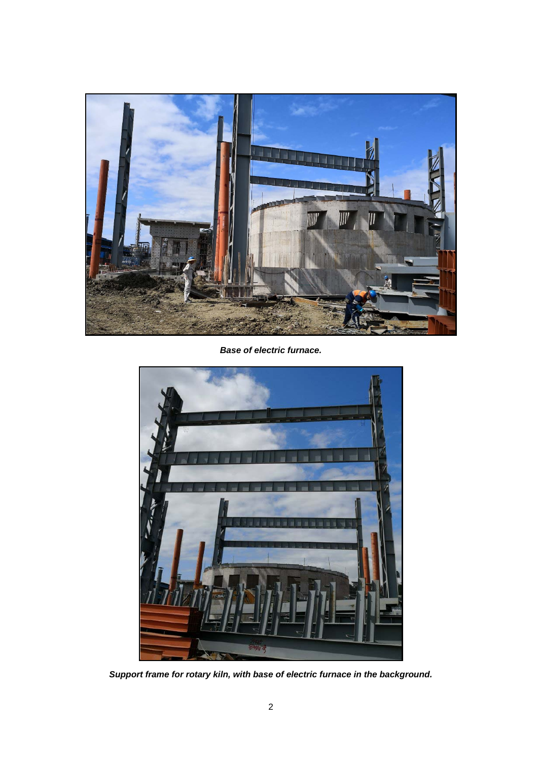***Base of electric furnace.***

***Support frame for rotary kiln, with base of electric furnace in the background.***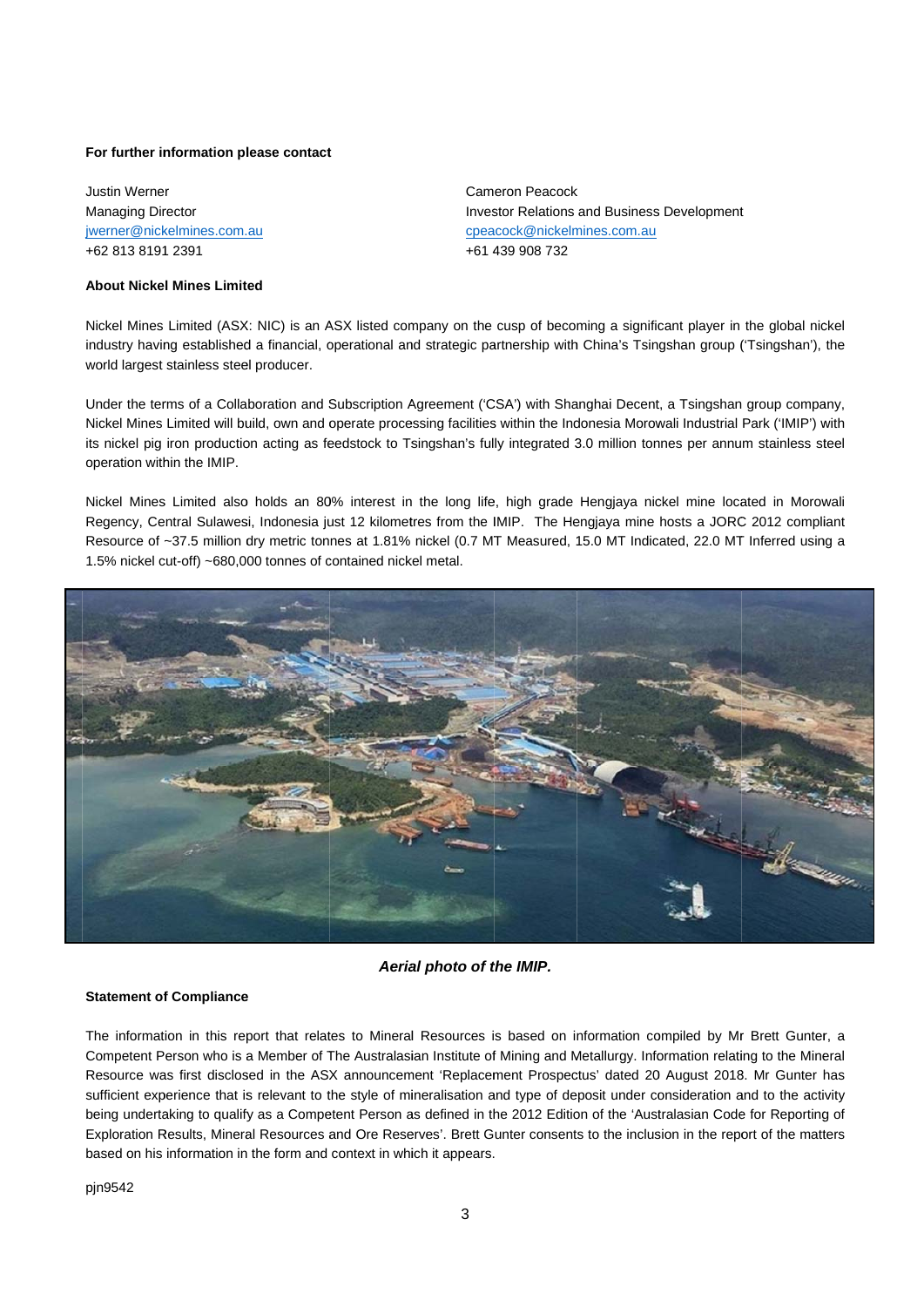**For further information please contact**

Justin Werner
Managing Director
jwerner@nickelmines.com.au
+62 813 8191 2391

Cameron Peacock
Investor Relations and Business Development
cpeacock@nickelmines.com.au
+61 439 908 732

**About Nickel Mines Limited**

Nickel Mines Limited (ASX: NIC) is an ASX listed company on the cusp of becoming a significant player in the global nickel industry having established a financial, operational and strategic partnership with China's Tsingshan group ('Tsingshan'), the world largest stainless steel producer.

Under the terms of a Collaboration and Subscription Agreement ('CSA') with Shanghai Decent, a Tsingshan group company, Nickel Mines Limited will build, own and operate processing facilities within the Indonesia Morowali Industrial Park ('IMIP') with its nickel pig iron production acting as feedstock to Tsingshan's fully integrated 3.0 million tonnes per annum stainless steel operation within the IMIP.

Nickel Mines Limited also holds an 80% interest in the long life, high grade Hengjaya nickel mine located in Morowali Regency, Central Sulawesi, Indonesia just 12 kilometres from the IMIP. The Hengjaya mine hosts a JORC 2012 compliant Resource of ~37.5 million dry metric tonnes at 1.81% nickel (0.7 MT Measured, 15.0 MT Indicated, 22.0 MT Inferred using a 1.5% nickel cut-off) ~680,000 tonnes of contained nickel metal.

***Aerial photo of the IMIP.***

**Statement of Compliance**

The information in this report that relates to Mineral Resources is based on information compiled by Mr Brett Gunter, a Competent Person who is a Member of The Australasian Institute of Mining and Metallurgy. Information relating to the Mineral Resource was first disclosed in the ASX announcement 'Replacement Prospectus' dated 20 August 2018. Mr Gunter has sufficient experience that is relevant to the style of mineralisation and type of deposit under consideration and to the activity being undertaking to qualify as a Competent Person as defined in the 2012 Edition of the 'Australasian Code for Reporting of Exploration Results, Mineral Resources and Ore Reserves'. Brett Gunter consents to the inclusion in the report of the matters based on his information in the form and context in which it appears.

pjn9542